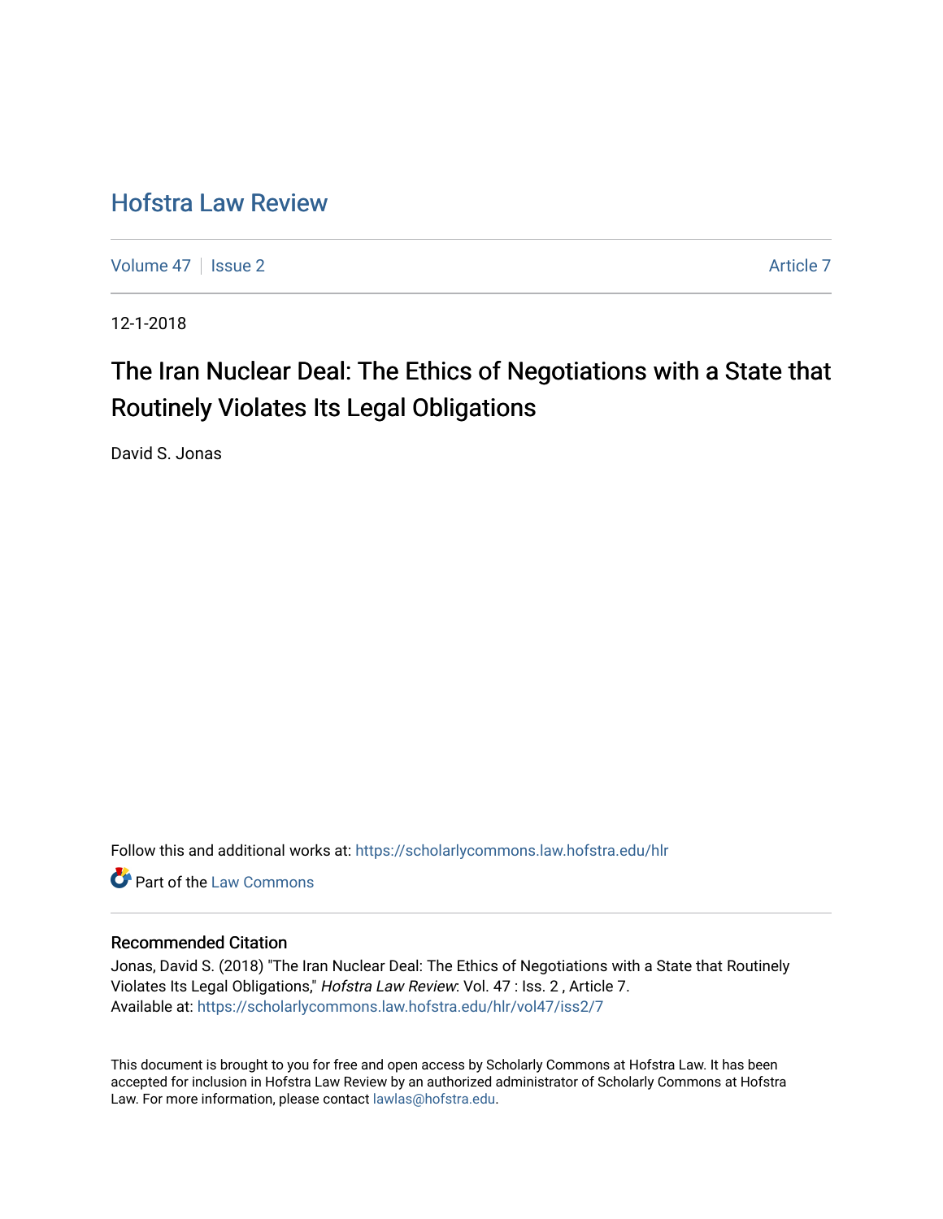# Hofstra Law Review

Volume 47 | Issue 2 | Article 7

12-1-2018

## The Iran Nuclear Deal: The Ethics of Negotiations with a State that Routinely Violates Its Legal Obligations

David S. Jonas

Follow this and additional works at: https://scholarlycommons.law.hofstra.edu/hlr

Part of the Law Commons

### Recommended Citation

Jonas, David S. (2018) "The Iran Nuclear Deal: The Ethics of Negotiations with a State that Routinely Violates Its Legal Obligations," *Hofstra Law Review*: Vol. 47 : Iss. 2 , Article 7.
Available at: https://scholarlycommons.law.hofstra.edu/hlr/vol47/iss2/7

This document is brought to you for free and open access by Scholarly Commons at Hofstra Law. It has been accepted for inclusion in Hofstra Law Review by an authorized administrator of Scholarly Commons at Hofstra Law. For more information, please contact lawlas@hofstra.edu.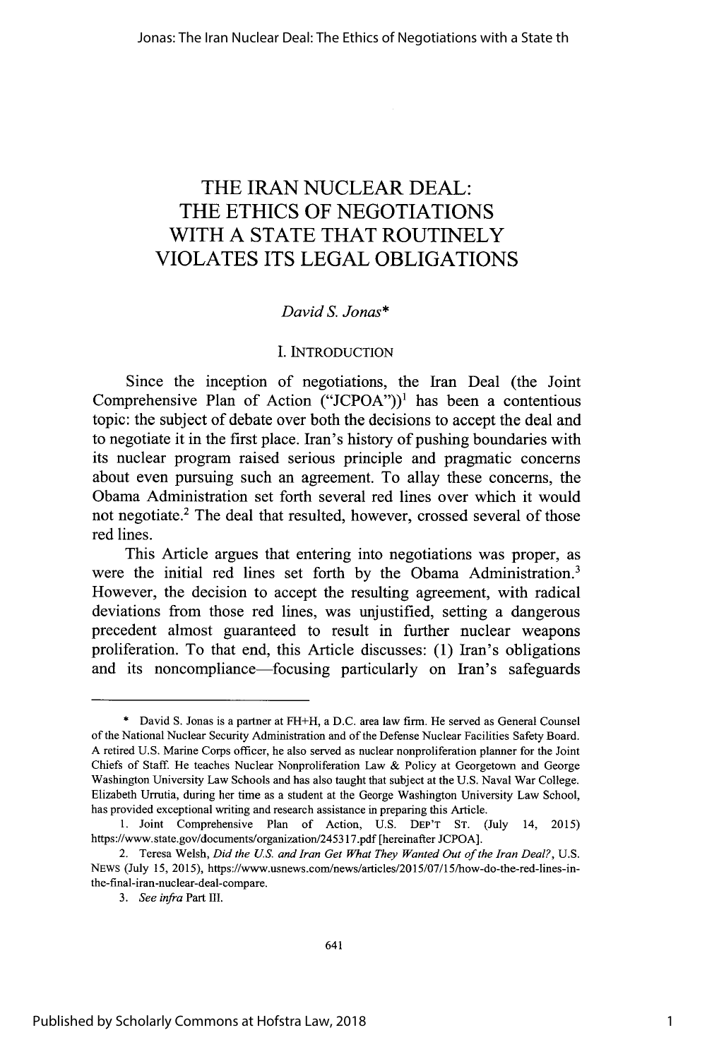# THE IRAN NUCLEAR DEAL: THE ETHICS OF NEGOTIATIONS WITH A STATE THAT ROUTINELY VIOLATES ITS LEGAL OBLIGATIONS

*David S. Jonas**

## I. INTRODUCTION

Since the inception of negotiations, the Iran Deal (the Joint Comprehensive Plan of Action ("JCPOA"))[1] has been a contentious topic: the subject of debate over both the decisions to accept the deal and to negotiate it in the first place. Iran's history of pushing boundaries with its nuclear program raised serious principle and pragmatic concerns about even pursuing such an agreement. To allay these concerns, the Obama Administration set forth several red lines over which it would not negotiate.[2] The deal that resulted, however, crossed several of those red lines.

This Article argues that entering into negotiations was proper, as were the initial red lines set forth by the Obama Administration.[3] However, the decision to accept the resulting agreement, with radical deviations from those red lines, was unjustified, setting a dangerous precedent almost guaranteed to result in further nuclear weapons proliferation. To that end, this Article discusses: (1) Iran's obligations and its noncompliance—focusing particularly on Iran's safeguards

---

\* David S. Jonas is a partner at FH+H, a D.C. area law firm. He served as General Counsel of the National Nuclear Security Administration and of the Defense Nuclear Facilities Safety Board. A retired U.S. Marine Corps officer, he also served as nuclear nonproliferation planner for the Joint Chiefs of Staff. He teaches Nuclear Nonproliferation Law & Policy at Georgetown and George Washington University Law Schools and has also taught that subject at the U.S. Naval War College. Elizabeth Urrutia, during her time as a student at the George Washington University Law School, has provided exceptional writing and research assistance in preparing this Article.

1. Joint Comprehensive Plan of Action, U.S. DEP'T ST. (July 14, 2015) https://www.state.gov/documents/organization/245317.pdf [hereinafter JCPOA].

2. Teresa Welsh, *Did the U.S. and Iran Get What They Wanted Out of the Iran Deal?*, U.S. NEWS (July 15, 2015), https://www.usnews.com/news/articles/2015/07/15/how-do-the-red-lines-in-the-final-iran-nuclear-deal-compare.

3. *See infra* Part III.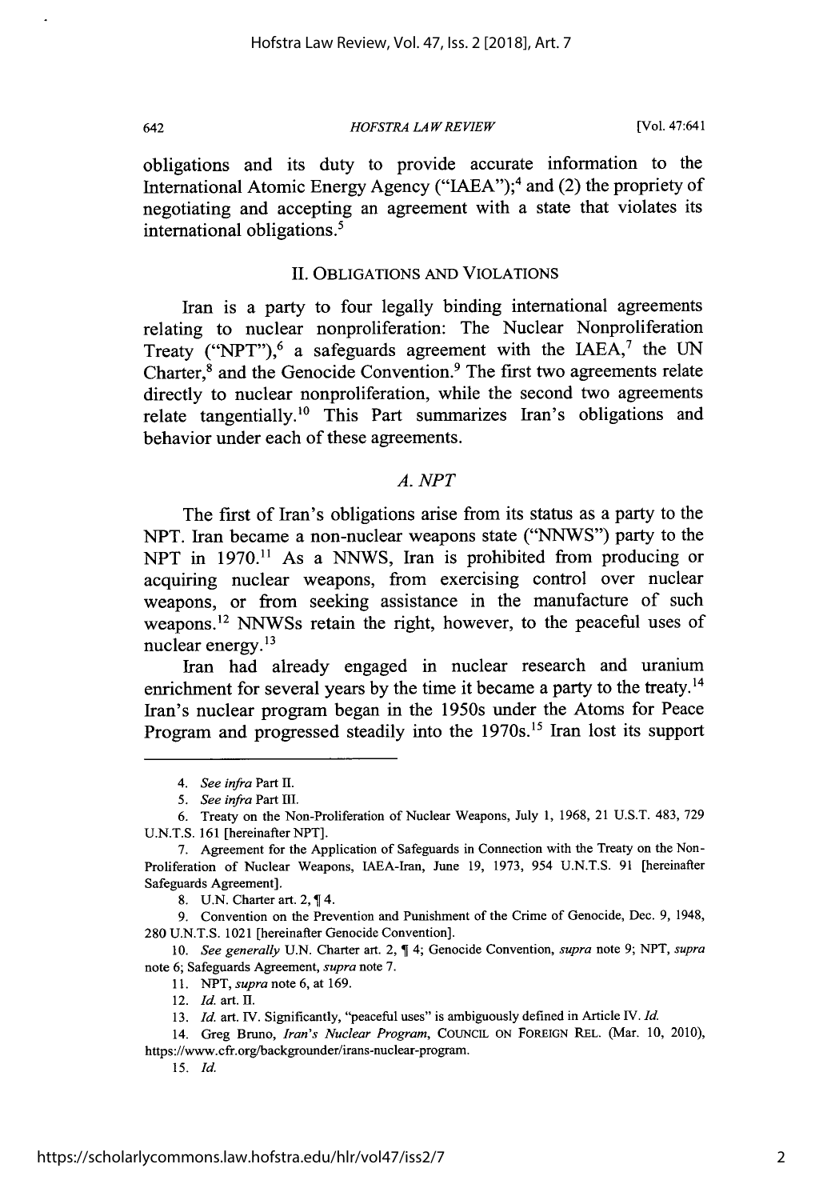obligations and its duty to provide accurate information to the International Atomic Energy Agency ("IAEA");[4] and (2) the propriety of negotiating and accepting an agreement with a state that violates its international obligations.[5]

## II. OBLIGATIONS AND VIOLATIONS

Iran is a party to four legally binding international agreements relating to nuclear nonproliferation: The Nuclear Nonproliferation Treaty ("NPT"),[6] a safeguards agreement with the IAEA,[7] the UN Charter,[8] and the Genocide Convention.[9] The first two agreements relate directly to nuclear nonproliferation, while the second two agreements relate tangentially.[10] This Part summarizes Iran's obligations and behavior under each of these agreements.

### *A. NPT*

The first of Iran's obligations arise from its status as a party to the NPT. Iran became a non-nuclear weapons state ("NNWS") party to the NPT in 1970.[11] As a NNWS, Iran is prohibited from producing or acquiring nuclear weapons, from exercising control over nuclear weapons, or from seeking assistance in the manufacture of such weapons.[12] NNWSs retain the right, however, to the peaceful uses of nuclear energy.[13]

Iran had already engaged in nuclear research and uranium enrichment for several years by the time it became a party to the treaty.[14] Iran's nuclear program began in the 1950s under the Atoms for Peace Program and progressed steadily into the 1970s.[15] Iran lost its support

---

4. *See infra* Part II.

5. *See infra* Part III.

6. Treaty on the Non-Proliferation of Nuclear Weapons, July 1, 1968, 21 U.S.T. 483, 729 U.N.T.S. 161 [hereinafter NPT].

7. Agreement for the Application of Safeguards in Connection with the Treaty on the Non-Proliferation of Nuclear Weapons, IAEA-Iran, June 19, 1973, 954 U.N.T.S. 91 [hereinafter Safeguards Agreement].

8. U.N. Charter art. 2, ¶ 4.

9. Convention on the Prevention and Punishment of the Crime of Genocide, Dec. 9, 1948, 280 U.N.T.S. 1021 [hereinafter Genocide Convention].

10. *See generally* U.N. Charter art. 2, ¶ 4; Genocide Convention, *supra* note 9; NPT, *supra* note 6; Safeguards Agreement, *supra* note 7.

11. NPT, *supra* note 6, at 169.

12. *Id.* art. II.

13. *Id.* art. IV. Significantly, "peaceful uses" is ambiguously defined in Article IV. *Id.*

14. Greg Bruno, *Iran's Nuclear Program*, COUNCIL ON FOREIGN REL. (Mar. 10, 2010), https://www.cfr.org/backgrounder/irans-nuclear-program.

15. *Id.*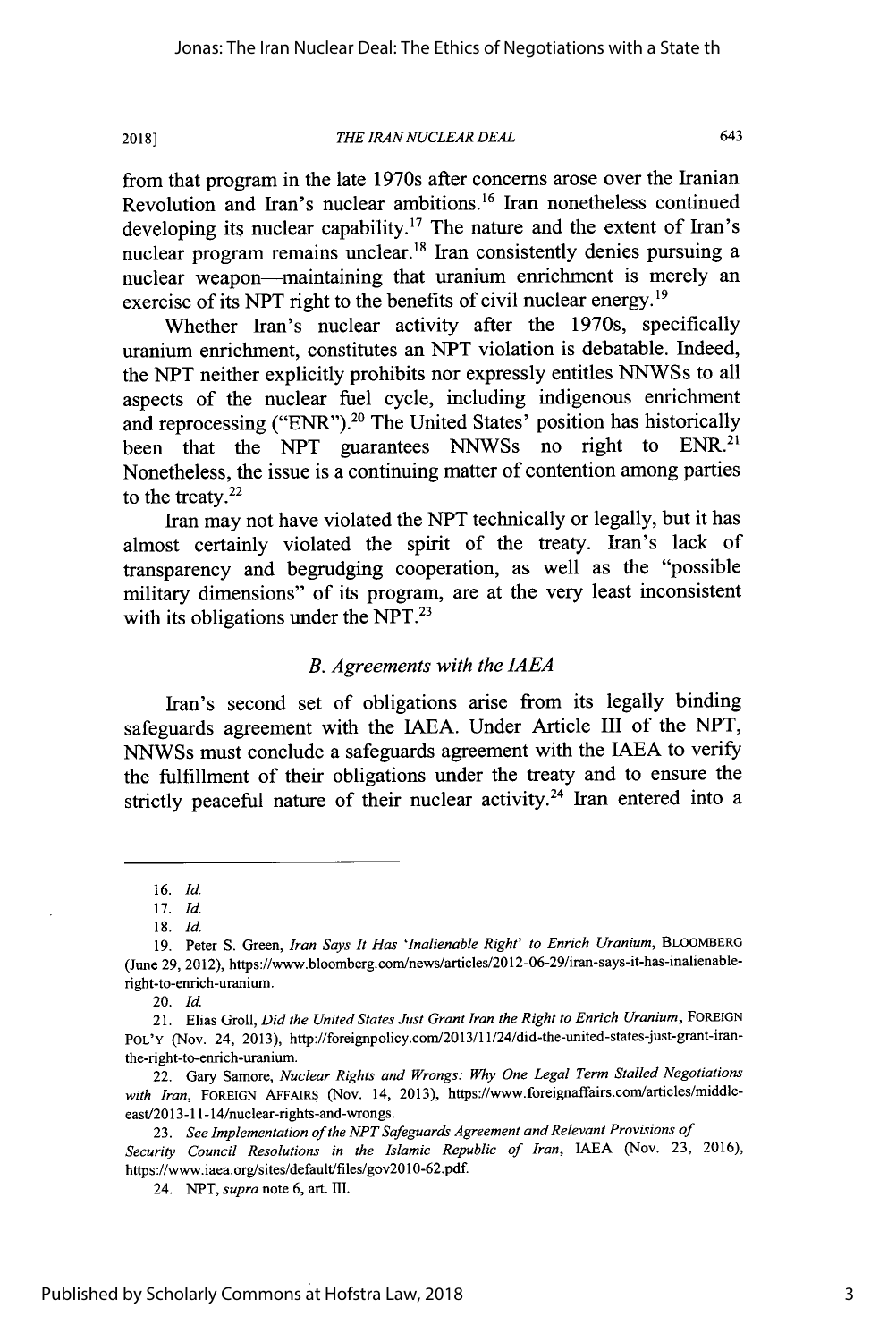from that program in the late 1970s after concerns arose over the Iranian Revolution and Iran's nuclear ambitions.[16] Iran nonetheless continued developing its nuclear capability.[17] The nature and the extent of Iran's nuclear program remains unclear.[18] Iran consistently denies pursuing a nuclear weapon—maintaining that uranium enrichment is merely an exercise of its NPT right to the benefits of civil nuclear energy.[19]

Whether Iran's nuclear activity after the 1970s, specifically uranium enrichment, constitutes an NPT violation is debatable. Indeed, the NPT neither explicitly prohibits nor expressly entitles NNWSs to all aspects of the nuclear fuel cycle, including indigenous enrichment and reprocessing ("ENR").[20] The United States' position has historically been that the NPT guarantees NNWSs no right to ENR.[21] Nonetheless, the issue is a continuing matter of contention among parties to the treaty.[22]

Iran may not have violated the NPT technically or legally, but it has almost certainly violated the spirit of the treaty. Iran's lack of transparency and begrudging cooperation, as well as the "possible military dimensions" of its program, are at the very least inconsistent with its obligations under the NPT.[23]

### *B. Agreements with the IAEA*

Iran's second set of obligations arise from its legally binding safeguards agreement with the IAEA. Under Article III of the NPT, NNWSs must conclude a safeguards agreement with the IAEA to verify the fulfillment of their obligations under the treaty and to ensure the strictly peaceful nature of their nuclear activity.[24] Iran entered into a

---

16. *Id.*

17. *Id.*

18. *Id.*

19. Peter S. Green, *Iran Says It Has 'Inalienable Right' to Enrich Uranium*, BLOOMBERG (June 29, 2012), https://www.bloomberg.com/news/articles/2012-06-29/iran-says-it-has-inalienable-right-to-enrich-uranium.

20. *Id.*

21. Elias Groll, *Did the United States Just Grant Iran the Right to Enrich Uranium*, FOREIGN POL'Y (Nov. 24, 2013), http://foreignpolicy.com/2013/11/24/did-the-united-states-just-grant-iran-the-right-to-enrich-uranium.

22. Gary Samore, *Nuclear Rights and Wrongs: Why One Legal Term Stalled Negotiations with Iran*, FOREIGN AFFAIRS (Nov. 14, 2013), https://www.foreignaffairs.com/articles/middle-east/2013-11-14/nuclear-rights-and-wrongs.

23. *See Implementation of the NPT Safeguards Agreement and Relevant Provisions of Security Council Resolutions in the Islamic Republic of Iran*, IAEA (Nov. 23, 2016), https://www.iaea.org/sites/default/files/gov2010-62.pdf.

24. NPT, *supra* note 6, art. III.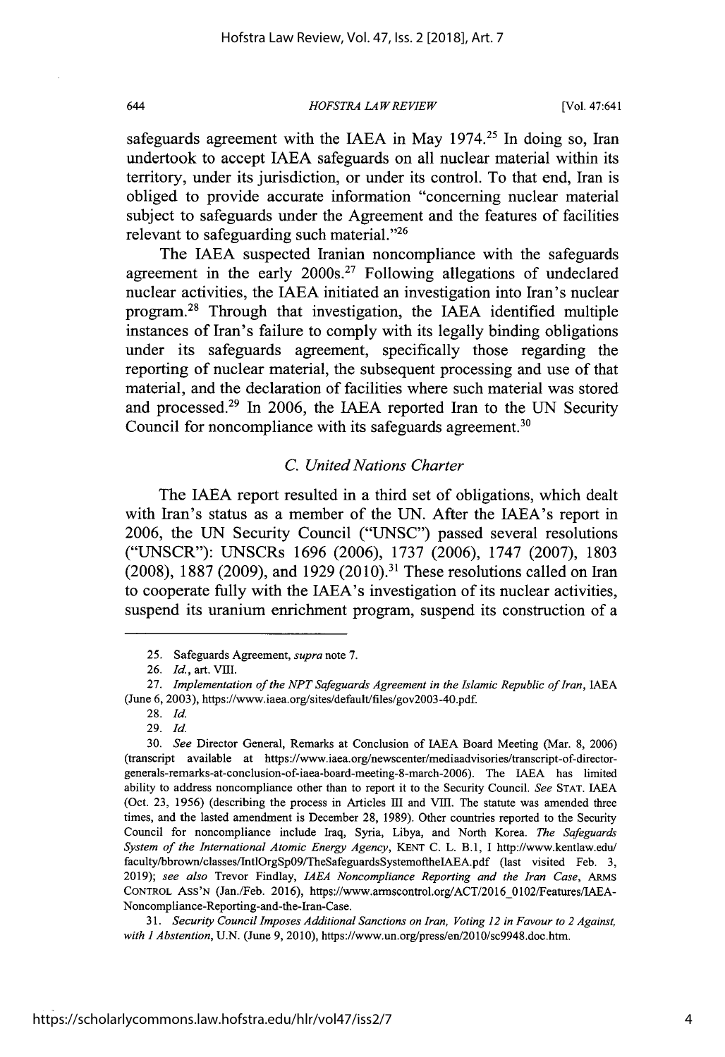safeguards agreement with the IAEA in May 1974.[25] In doing so, Iran undertook to accept IAEA safeguards on all nuclear material within its territory, under its jurisdiction, or under its control. To that end, Iran is obliged to provide accurate information "concerning nuclear material subject to safeguards under the Agreement and the features of facilities relevant to safeguarding such material."[26]

The IAEA suspected Iranian noncompliance with the safeguards agreement in the early 2000s.[27] Following allegations of undeclared nuclear activities, the IAEA initiated an investigation into Iran's nuclear program.[28] Through that investigation, the IAEA identified multiple instances of Iran's failure to comply with its legally binding obligations under its safeguards agreement, specifically those regarding the reporting of nuclear material, the subsequent processing and use of that material, and the declaration of facilities where such material was stored and processed.[29] In 2006, the IAEA reported Iran to the UN Security Council for noncompliance with its safeguards agreement.[30]

### *C. United Nations Charter*

The IAEA report resulted in a third set of obligations, which dealt with Iran's status as a member of the UN. After the IAEA's report in 2006, the UN Security Council ("UNSC") passed several resolutions ("UNSCR"): UNSCRs 1696 (2006), 1737 (2006), 1747 (2007), 1803 (2008), 1887 (2009), and 1929 (2010).[31] These resolutions called on Iran to cooperate fully with the IAEA's investigation of its nuclear activities, suspend its uranium enrichment program, suspend its construction of a

---

25. Safeguards Agreement, *supra* note 7.

26. *Id.*, art. VIII.

27. *Implementation of the NPT Safeguards Agreement in the Islamic Republic of Iran*, IAEA (June 6, 2003), https://www.iaea.org/sites/default/files/gov2003-40.pdf.

28. *Id.*

29. *Id.*

30. *See* Director General, Remarks at Conclusion of IAEA Board Meeting (Mar. 8, 2006) (transcript available at https://www.iaea.org/newscenter/mediaadvisories/transcript-of-director-generals-remarks-at-conclusion-of-iaea-board-meeting-8-march-2006). The IAEA has limited ability to address noncompliance other than to report it to the Security Council. *See* STAT. IAEA (Oct. 23, 1956) (describing the process in Articles III and VIII. The statute was amended three times, and the lasted amendment is December 28, 1989). Other countries reported to the Security Council for noncompliance include Iraq, Syria, Libya, and North Korea. *The Safeguards System of the International Atomic Energy Agency*, KENT C. L. B.1, 1 http://www.kentlaw.edu/faculty/bbrown/classes/IntlOrgSp09/TheSafeguardsSystemoftheIAEA.pdf (last visited Feb. 3, 2019); *see also* Trevor Findlay, *IAEA Noncompliance Reporting and the Iran Case*, ARMS CONTROL ASS'N (Jan./Feb. 2016), https://www.armscontrol.org/ACT/2016_0102/Features/IAEA-Noncompliance-Reporting-and-the-Iran-Case.

31. *Security Council Imposes Additional Sanctions on Iran, Voting 12 in Favour to 2 Against, with 1 Abstention*, U.N. (June 9, 2010), https://www.un.org/press/en/2010/sc9948.doc.htm.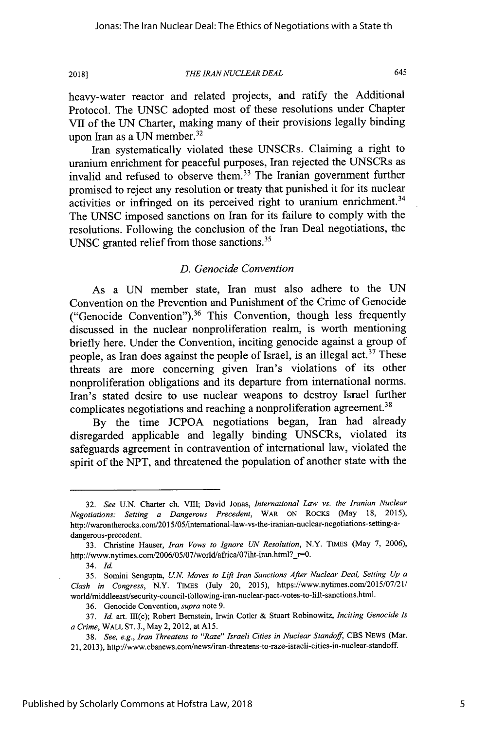heavy-water reactor and related projects, and ratify the Additional Protocol. The UNSC adopted most of these resolutions under Chapter VII of the UN Charter, making many of their provisions legally binding upon Iran as a UN member.[32]

Iran systematically violated these UNSCRs. Claiming a right to uranium enrichment for peaceful purposes, Iran rejected the UNSCRs as invalid and refused to observe them.[33] The Iranian government further promised to reject any resolution or treaty that punished it for its nuclear activities or infringed on its perceived right to uranium enrichment.[34] The UNSC imposed sanctions on Iran for its failure to comply with the resolutions. Following the conclusion of the Iran Deal negotiations, the UNSC granted relief from those sanctions.[35]

### *D. Genocide Convention*

As a UN member state, Iran must also adhere to the UN Convention on the Prevention and Punishment of the Crime of Genocide ("Genocide Convention").[36] This Convention, though less frequently discussed in the nuclear nonproliferation realm, is worth mentioning briefly here. Under the Convention, inciting genocide against a group of people, as Iran does against the people of Israel, is an illegal act.[37] These threats are more concerning given Iran's violations of its other nonproliferation obligations and its departure from international norms. Iran's stated desire to use nuclear weapons to destroy Israel further complicates negotiations and reaching a nonproliferation agreement.[38]

By the time JCPOA negotiations began, Iran had already disregarded applicable and legally binding UNSCRs, violated its safeguards agreement in contravention of international law, violated the spirit of the NPT, and threatened the population of another state with the

---

32. *See* U.N. Charter ch. VIII; David Jonas, *International Law vs. the Iranian Nuclear Negotiations: Setting a Dangerous Precedent*, WAR ON ROCKS (May 18, 2015), http://warontherocks.com/2015/05/international-law-vs-the-iranian-nuclear-negotiations-setting-a-dangerous-precedent.

33. Christine Hauser, *Iran Vows to Ignore UN Resolution*, N.Y. TIMES (May 7, 2006), http://www.nytimes.com/2006/05/07/world/africa/07iht-iran.html?_r=0.

34. *Id.*

35. Somini Sengupta, *U.N. Moves to Lift Iran Sanctions After Nuclear Deal, Setting Up a Clash in Congress*, N.Y. TIMES (July 20, 2015), https://www.nytimes.com/2015/07/21/world/middleeast/security-council-following-iran-nuclear-pact-votes-to-lift-sanctions.html.

36. Genocide Convention, *supra* note 9.

37. *Id.* art. III(c); Robert Bernstein, Irwin Cotler & Stuart Robinowitz, *Inciting Genocide Is a Crime*, WALL ST. J., May 2, 2012, at A15.

38. *See, e.g.*, *Iran Threatens to "Raze" Israeli Cities in Nuclear Standoff*, CBS NEWS (Mar. 21, 2013), http://www.cbsnews.com/news/iran-threatens-to-raze-israeli-cities-in-nuclear-standoff.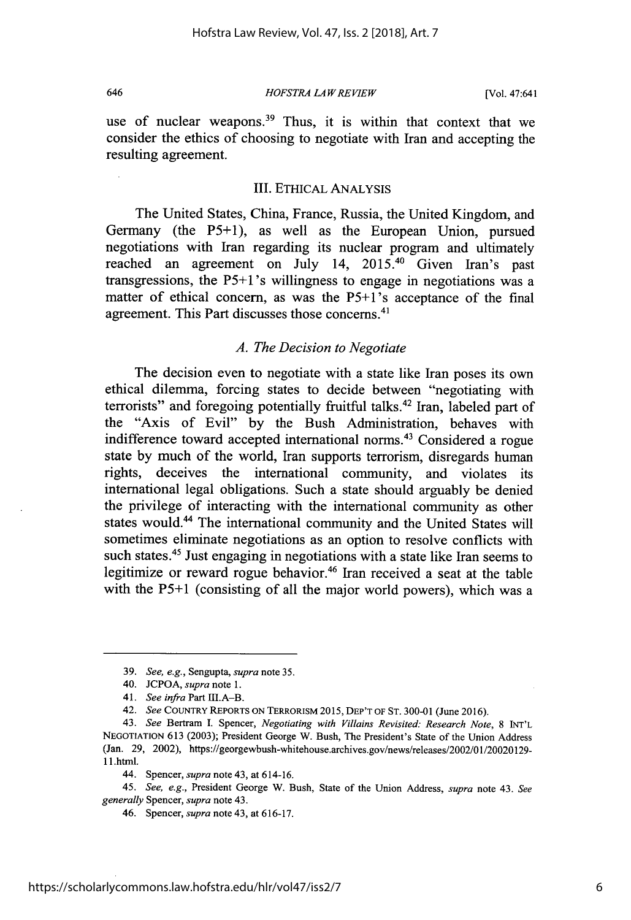use of nuclear weapons.[39] Thus, it is within that context that we consider the ethics of choosing to negotiate with Iran and accepting the resulting agreement.

## III. ETHICAL ANALYSIS

The United States, China, France, Russia, the United Kingdom, and Germany (the P5+1), as well as the European Union, pursued negotiations with Iran regarding its nuclear program and ultimately reached an agreement on July 14, 2015.[40] Given Iran's past transgressions, the P5+1's willingness to engage in negotiations was a matter of ethical concern, as was the P5+1's acceptance of the final agreement. This Part discusses those concerns.[41]

### *A. The Decision to Negotiate*

The decision even to negotiate with a state like Iran poses its own ethical dilemma, forcing states to decide between "negotiating with terrorists" and foregoing potentially fruitful talks.[42] Iran, labeled part of the "Axis of Evil" by the Bush Administration, behaves with indifference toward accepted international norms.[43] Considered a rogue state by much of the world, Iran supports terrorism, disregards human rights, deceives the international community, and violates its international legal obligations. Such a state should arguably be denied the privilege of interacting with the international community as other states would.[44] The international community and the United States will sometimes eliminate negotiations as an option to resolve conflicts with such states.[45] Just engaging in negotiations with a state like Iran seems to legitimize or reward rogue behavior.[46] Iran received a seat at the table with the P5+1 (consisting of all the major world powers), which was a

---

39. *See, e.g.*, Sengupta, *supra* note 35.

40. JCPOA, *supra* note 1.

41. *See infra* Part III.A–B.

42. *See* COUNTRY REPORTS ON TERRORISM 2015, DEP'T OF ST. 300-01 (June 2016).

43. *See* Bertram I. Spencer, *Negotiating with Villains Revisited: Research Note*, 8 INT'L NEGOTIATION 613 (2003); President George W. Bush, The President's State of the Union Address (Jan. 29, 2002), https://georgewbush-whitehouse.archives.gov/news/releases/2002/01/20020129-11.html.

44. Spencer, *supra* note 43, at 614-16.

45. *See, e.g.*, President George W. Bush, State of the Union Address, *supra* note 43. *See generally* Spencer, *supra* note 43.

46. Spencer, *supra* note 43, at 616-17.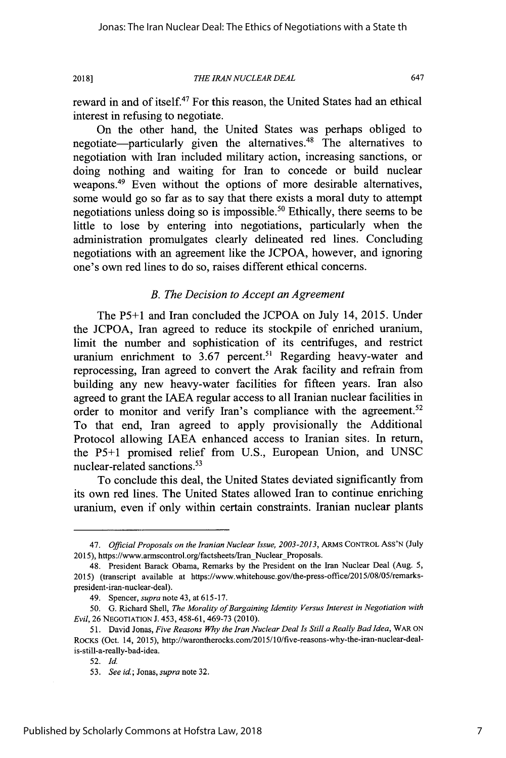reward in and of itself.[47] For this reason, the United States had an ethical interest in refusing to negotiate.

On the other hand, the United States was perhaps obliged to negotiate—particularly given the alternatives.[48] The alternatives to negotiation with Iran included military action, increasing sanctions, or doing nothing and waiting for Iran to concede or build nuclear weapons.[49] Even without the options of more desirable alternatives, some would go so far as to say that there exists a moral duty to attempt negotiations unless doing so is impossible.[50] Ethically, there seems to be little to lose by entering into negotiations, particularly when the administration promulgates clearly delineated red lines. Concluding negotiations with an agreement like the JCPOA, however, and ignoring one's own red lines to do so, raises different ethical concerns.

### *B. The Decision to Accept an Agreement*

The P5+1 and Iran concluded the JCPOA on July 14, 2015. Under the JCPOA, Iran agreed to reduce its stockpile of enriched uranium, limit the number and sophistication of its centrifuges, and restrict uranium enrichment to 3.67 percent.[51] Regarding heavy-water and reprocessing, Iran agreed to convert the Arak facility and refrain from building any new heavy-water facilities for fifteen years. Iran also agreed to grant the IAEA regular access to all Iranian nuclear facilities in order to monitor and verify Iran's compliance with the agreement.[52] To that end, Iran agreed to apply provisionally the Additional Protocol allowing IAEA enhanced access to Iranian sites. In return, the P5+1 promised relief from U.S., European Union, and UNSC nuclear-related sanctions.[53]

To conclude this deal, the United States deviated significantly from its own red lines. The United States allowed Iran to continue enriching uranium, even if only within certain constraints. Iranian nuclear plants

---

47. *Official Proposals on the Iranian Nuclear Issue, 2003-2013*, ARMS CONTROL ASS'N (July 2015), https://www.armscontrol.org/factsheets/Iran_Nuclear_Proposals.

48. President Barack Obama, Remarks by the President on the Iran Nuclear Deal (Aug. 5, 2015) (transcript available at https://www.whitehouse.gov/the-press-office/2015/08/05/remarks-president-iran-nuclear-deal).

49. Spencer, *supra* note 43, at 615-17.

50. G. Richard Shell, *The Morality of Bargaining Identity Versus Interest in Negotiation with Evil*, 26 NEGOTIATION J. 453, 458-61, 469-73 (2010).

51. David Jonas, *Five Reasons Why the Iran Nuclear Deal Is Still a Really Bad Idea*, WAR ON ROCKS (Oct. 14, 2015), http://warontherocks.com/2015/10/five-reasons-why-the-iran-nuclear-deal-is-still-a-really-bad-idea.

52. *Id.*

53. *See id.*; Jonas, *supra* note 32.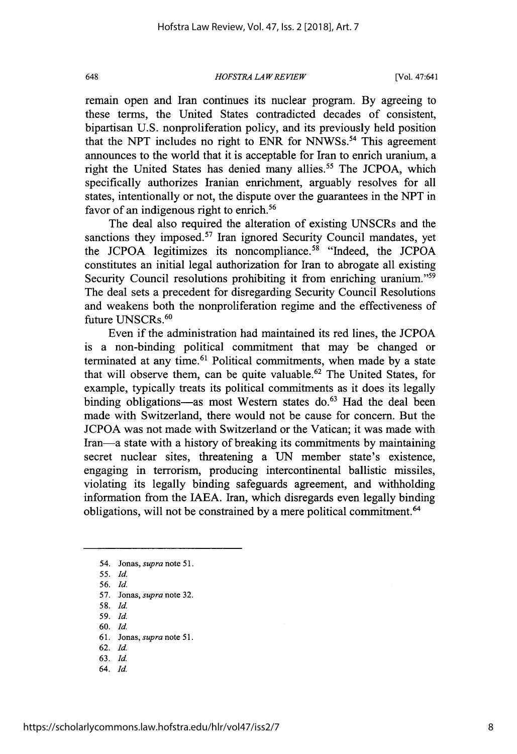remain open and Iran continues its nuclear program. By agreeing to these terms, the United States contradicted decades of consistent, bipartisan U.S. nonproliferation policy, and its previously held position that the NPT includes no right to ENR for NNWSs.[54] This agreement announces to the world that it is acceptable for Iran to enrich uranium, a right the United States has denied many allies.[55] The JCPOA, which specifically authorizes Iranian enrichment, arguably resolves for all states, intentionally or not, the dispute over the guarantees in the NPT in favor of an indigenous right to enrich.[56]

The deal also required the alteration of existing UNSCRs and the sanctions they imposed.[57] Iran ignored Security Council mandates, yet the JCPOA legitimizes its noncompliance.[58] "Indeed, the JCPOA constitutes an initial legal authorization for Iran to abrogate all existing Security Council resolutions prohibiting it from enriching uranium."[59] The deal sets a precedent for disregarding Security Council Resolutions and weakens both the nonproliferation regime and the effectiveness of future UNSCRs.[60]

Even if the administration had maintained its red lines, the JCPOA is a non-binding political commitment that may be changed or terminated at any time.[61] Political commitments, when made by a state that will observe them, can be quite valuable.[62] The United States, for example, typically treats its political commitments as it does its legally binding obligations—as most Western states do.[63] Had the deal been made with Switzerland, there would not be cause for concern. But the JCPOA was not made with Switzerland or the Vatican; it was made with Iran—a state with a history of breaking its commitments by maintaining secret nuclear sites, threatening a UN member state's existence, engaging in terrorism, producing intercontinental ballistic missiles, violating its legally binding safeguards agreement, and withholding information from the IAEA. Iran, which disregards even legally binding obligations, will not be constrained by a mere political commitment.[64]

---

54. Jonas, *supra* note 51.
55. *Id.*
56. *Id.*
57. Jonas, *supra* note 32.
58. *Id.*
59. *Id.*
60. *Id.*
61. Jonas, *supra* note 51.
62. *Id.*
63. *Id.*
64. *Id.*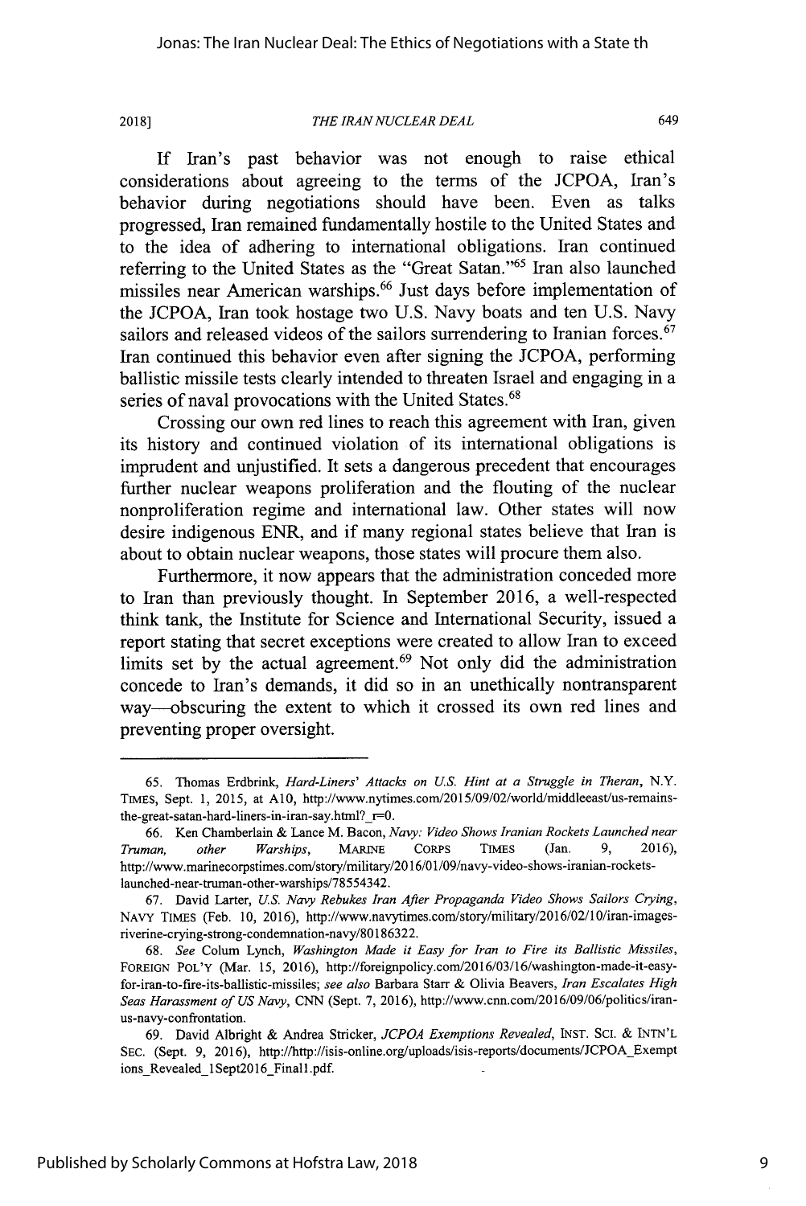If Iran's past behavior was not enough to raise ethical considerations about agreeing to the terms of the JCPOA, Iran's behavior during negotiations should have been. Even as talks progressed, Iran remained fundamentally hostile to the United States and to the idea of adhering to international obligations. Iran continued referring to the United States as the "Great Satan."[65] Iran also launched missiles near American warships.[66] Just days before implementation of the JCPOA, Iran took hostage two U.S. Navy boats and ten U.S. Navy sailors and released videos of the sailors surrendering to Iranian forces.[67] Iran continued this behavior even after signing the JCPOA, performing ballistic missile tests clearly intended to threaten Israel and engaging in a series of naval provocations with the United States.[68]

Crossing our own red lines to reach this agreement with Iran, given its history and continued violation of its international obligations is imprudent and unjustified. It sets a dangerous precedent that encourages further nuclear weapons proliferation and the flouting of the nuclear nonproliferation regime and international law. Other states will now desire indigenous ENR, and if many regional states believe that Iran is about to obtain nuclear weapons, those states will procure them also.

Furthermore, it now appears that the administration conceded more to Iran than previously thought. In September 2016, a well-respected think tank, the Institute for Science and International Security, issued a report stating that secret exceptions were created to allow Iran to exceed limits set by the actual agreement.[69] Not only did the administration concede to Iran's demands, it did so in an unethically nontransparent way—obscuring the extent to which it crossed its own red lines and preventing proper oversight.

---

65. Thomas Erdbrink, *Hard-Liners' Attacks on U.S. Hint at a Struggle in Theran*, N.Y. TIMES, Sept. 1, 2015, at A10, http://www.nytimes.com/2015/09/02/world/middleeast/us-remains-the-great-satan-hard-liners-in-iran-say.html?_r=0.

66. Ken Chamberlain & Lance M. Bacon, *Navy: Video Shows Iranian Rockets Launched near Truman, other Warships*, MARINE CORPS TIMES (Jan. 9, 2016), http://www.marinecorpstimes.com/story/military/2016/01/09/navy-video-shows-iranian-rockets-launched-near-truman-other-warships/78554342.

67. David Larter, *U.S. Navy Rebukes Iran After Propaganda Video Shows Sailors Crying*, NAVY TIMES (Feb. 10, 2016), http://www.navytimes.com/story/military/2016/02/10/iran-images-riverine-crying-strong-condemnation-navy/80186322.

68. *See* Colum Lynch, *Washington Made it Easy for Iran to Fire its Ballistic Missiles*, FOREIGN POL'Y (Mar. 15, 2016), http://foreignpolicy.com/2016/03/16/washington-made-it-easy-for-iran-to-fire-its-ballistic-missiles; *see also* Barbara Starr & Olivia Beavers, *Iran Escalates High Seas Harassment of US Navy*, CNN (Sept. 7, 2016), http://www.cnn.com/2016/09/06/politics/iran-us-navy-confrontation.

69. David Albright & Andrea Stricker, *JCPOA Exemptions Revealed*, INST. SCI. & INTN'L SEC. (Sept. 9, 2016), http://http://isis-online.org/uploads/isis-reports/documents/JCPOA_Exemptions_Revealed_1Sept2016_Final1.pdf.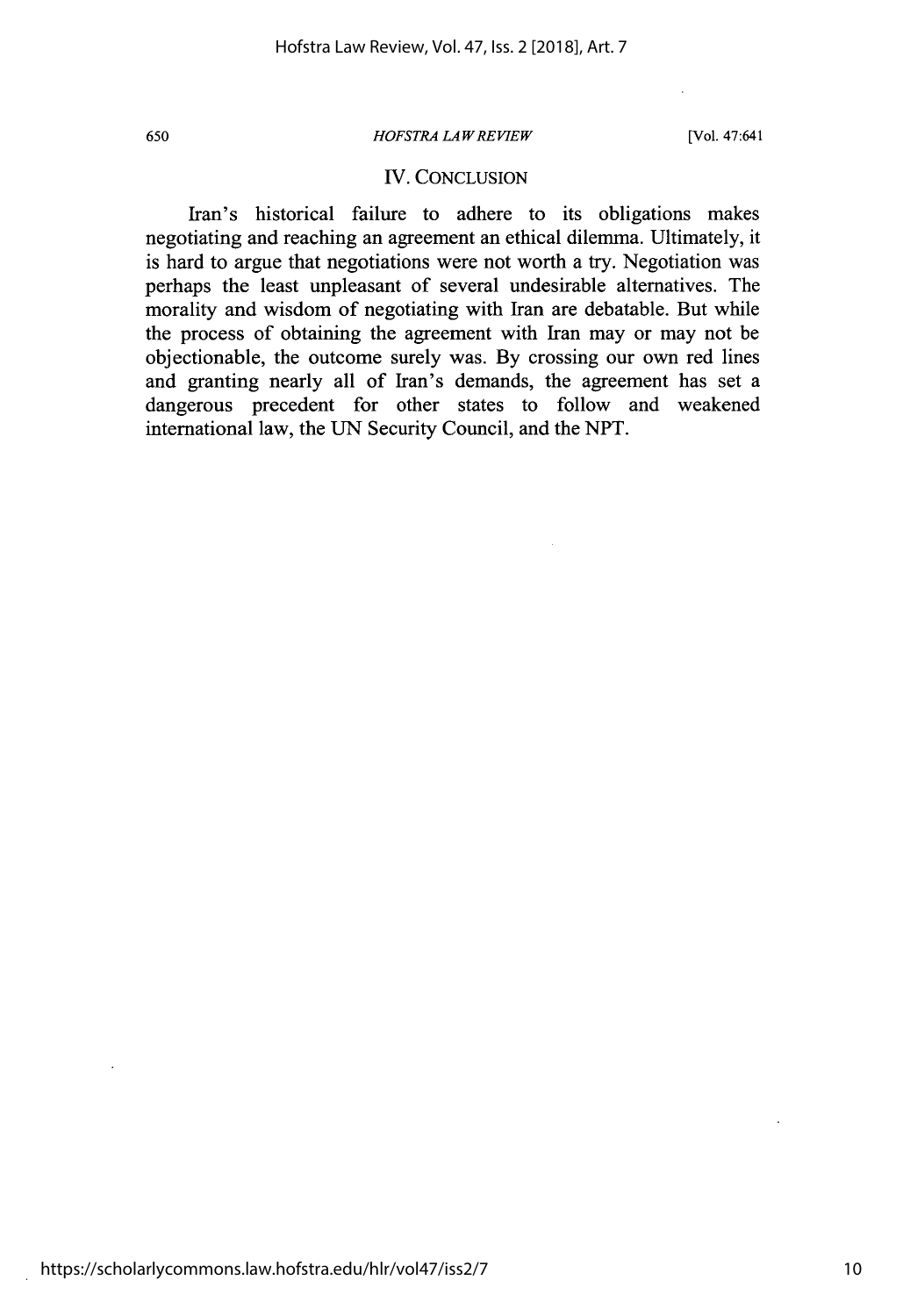## IV. CONCLUSION

Iran's historical failure to adhere to its obligations makes negotiating and reaching an agreement an ethical dilemma. Ultimately, it is hard to argue that negotiations were not worth a try. Negotiation was perhaps the least unpleasant of several undesirable alternatives. The morality and wisdom of negotiating with Iran are debatable. But while the process of obtaining the agreement with Iran may or may not be objectionable, the outcome surely was. By crossing our own red lines and granting nearly all of Iran's demands, the agreement has set a dangerous precedent for other states to follow and weakened international law, the UN Security Council, and the NPT.